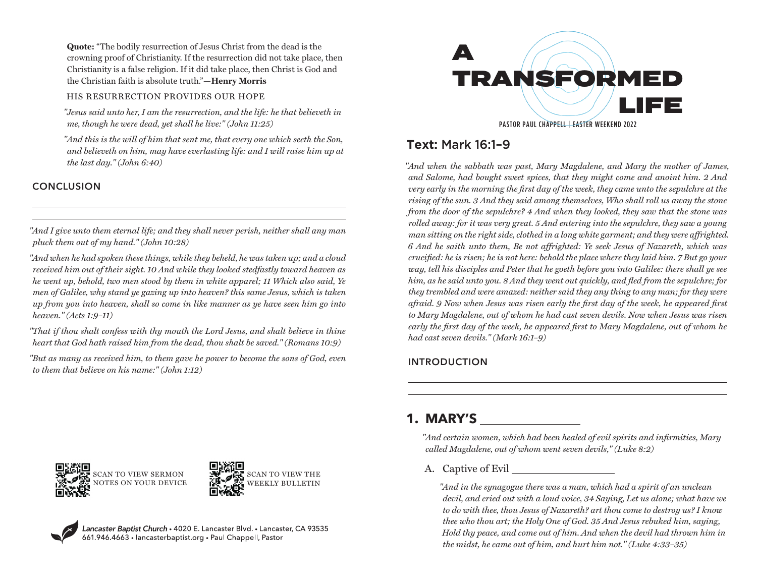# A TRANSFORMED LIFE

PASTOR PAUL CHAPPELL | EASTER WEEKEND 2022

## Text: Mark 16:1–9

*"And when the sabbath was past, Mary Magdalene, and Mary the mother of James, and Salome, had bought sweet spices, that they might come and anoint him. 2 And very early in the morning the first day of the week, they came unto the sepulchre at the rising of the sun. 3 And they said among themselves, Who shall roll us away the stone from the door of the sepulchre? 4 And when they looked, they saw that the stone was rolled away: for it was very great. 5 And entering into the sepulchre, they saw a young man sitting on the right side, clothed in a long white garment; and they were affrighted. 6 And he saith unto them, Be not affrighted: Ye seek Jesus of Nazareth, which was crucified: he is risen; he is not here: behold the place where they laid him. 7 But go your way, tell his disciples and Peter that he goeth before you into Galilee: there shall ye see him, as he said unto you. 8 And they went out quickly, and fled from the sepulchre; for they trembled and were amazed: neither said they any thing to any man; for they were afraid. 9 Now when Jesus was risen early the first day of the week, he appeared first to Mary Magdalene, out of whom he had cast seven devils. Now when Jesus was risen early the first day of the week, he appeared first to Mary Magdalene, out of whom he had cast seven devils." (Mark 16:1–9)*

### INTRODUCTION

______________________________________________

______________________________________________

## 1. MARY'S ______________

*"And certain women, which had been healed of evil spirits and infirmities, Mary called Magdalene, out of whom went seven devils," (Luke 8:2)*

A. Captive of Evil ________________

*"And in the synagogue there was a man, which had a spirit of an unclean devil, and cried out with a loud voice, 34 Saying, Let us alone; what have we to do with thee, thou Jesus of Nazareth? art thou come to destroy us? I know thee who thou art; the Holy One of God. 35 And Jesus rebuked him, saying, Hold thy peace, and come out of him. And when the devil had thrown him in the midst, he came out of him, and hurt him not." (Luke 4:33–35)*

**Quote:** "The bodily resurrection of Jesus Christ from the dead is the crowning proof of Christianity. If the resurrection did not take place, then Christianity is a false religion. If it did take place, then Christ is God and the Christian faith is absolute truth."—**Henry Morris**

HIS RESURRECTION PROVIDES OUR HOPE

*"Jesus said unto her, I am the resurrection, and the life: he that believeth in me, though he were dead, yet shall he live:" (John 11:25)*

*"And this is the will of him that sent me, that every one which seeth the Son, and believeth on him, may have everlasting life: and I will raise him up at the last day." (John 6:40)*

### CONCLUSION

______________________________________________

______________________________________________

*"And I give unto them eternal life; and they shall never perish, neither shall any man pluck them out of my hand." (John 10:28)*

*"And when he had spoken these things, while they beheld, he was taken up; and a cloud received him out of their sight. 10 And while they looked stedfastly toward heaven as he went up, behold, two men stood by them in white apparel; 11 Which also said, Ye men of Galilee, why stand ye gazing up into heaven? this same Jesus, which is taken up from you into heaven, shall so come in like manner as ye have seen him go into heaven." (Acts 1:9–11)*

*"That if thou shalt confess with thy mouth the Lord Jesus, and shalt believe in thine heart that God hath raised him from the dead, thou shalt be saved." (Romans 10:9)*

*"But as many as received him, to them gave he power to become the sons of God, even to them that believe on his name:" (John 1:12)*

SCAN TO VIEW SERMON NOTES ON YOUR DEVICE

SCAN TO VIEW THE WEEKLY BULLETIN

*Lancaster Baptist Church* • 4020 E. Lancaster Blvd. • Lancaster, CA 93535
661.946.4663 • lancasterbaptist.org • Paul Chappell, Pastor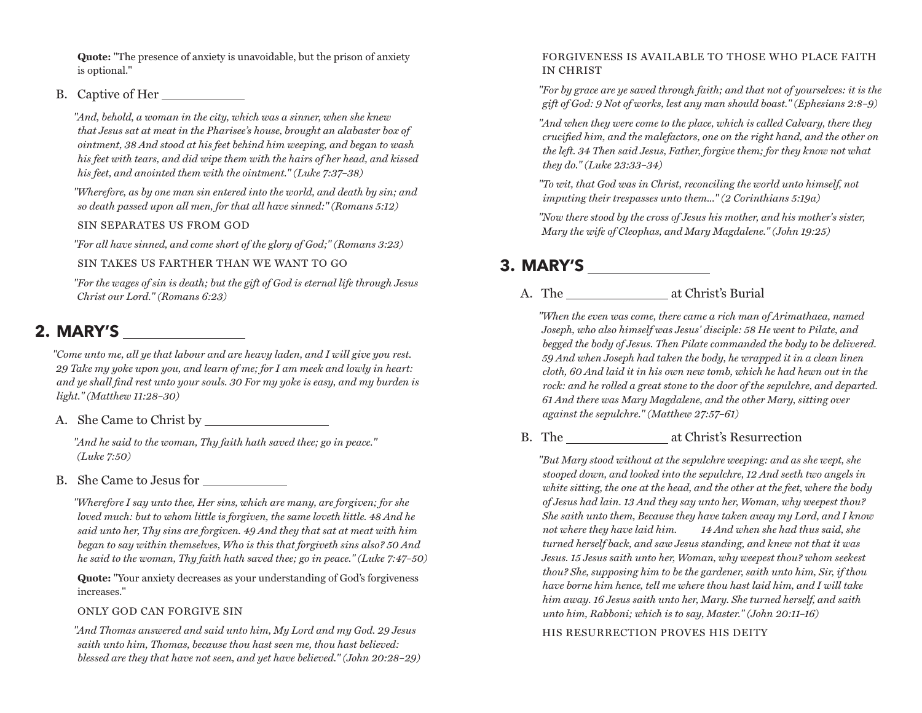**Quote:** "The presence of anxiety is unavoidable, but the prison of anxiety is optional."

B. Captive of Her ___________

*"And, behold, a woman in the city, which was a sinner, when she knew that Jesus sat at meat in the Pharisee's house, brought an alabaster box of ointment, 38 And stood at his feet behind him weeping, and began to wash his feet with tears, and did wipe them with the hairs of her head, and kissed his feet, and anointed them with the ointment." (Luke 7:37–38)*

*"Wherefore, as by one man sin entered into the world, and death by sin; and so death passed upon all men, for that all have sinned:" (Romans 5:12)*

SIN SEPARATES US FROM GOD

*"For all have sinned, and come short of the glory of God;" (Romans 3:23)*

SIN TAKES US FARTHER THAN WE WANT TO GO

*"For the wages of sin is death; but the gift of God is eternal life through Jesus Christ our Lord." (Romans 6:23)*

## 2. MARY'S ______________

*"Come unto me, all ye that labour and are heavy laden, and I will give you rest. 29 Take my yoke upon you, and learn of me; for I am meek and lowly in heart: and ye shall find rest unto your souls. 30 For my yoke is easy, and my burden is light." (Matthew 11:28–30)*

A. She Came to Christ by ________________

*"And he said to the woman, Thy faith hath saved thee; go in peace." (Luke 7:50)*

B. She Came to Jesus for ___________

*"Wherefore I say unto thee, Her sins, which are many, are forgiven; for she loved much: but to whom little is forgiven, the same loveth little. 48 And he said unto her, Thy sins are forgiven. 49 And they that sat at meat with him began to say within themselves, Who is this that forgiveth sins also? 50 And he said to the woman, Thy faith hath saved thee; go in peace." (Luke 7:47–50)*

**Quote:** "Your anxiety decreases as your understanding of God's forgiveness increases."

ONLY GOD CAN FORGIVE SIN

*"And Thomas answered and said unto him, My Lord and my God. 29 Jesus saith unto him, Thomas, because thou hast seen me, thou hast believed: blessed are they that have not seen, and yet have believed." (John 20:28–29)*

FORGIVENESS IS AVAILABLE TO THOSE WHO PLACE FAITH IN CHRIST

*"For by grace are ye saved through faith; and that not of yourselves: it is the gift of God: 9 Not of works, lest any man should boast." (Ephesians 2:8–9)*

*"And when they were come to the place, which is called Calvary, there they crucified him, and the malefactors, one on the right hand, and the other on the left. 34 Then said Jesus, Father, forgive them; for they know not what they do." (Luke 23:33–34)*

*"To wit, that God was in Christ, reconciling the world unto himself, not imputing their trespasses unto them..." (2 Corinthians 5:19a)*

*"Now there stood by the cross of Jesus his mother, and his mother's sister, Mary the wife of Cleophas, and Mary Magdalene." (John 19:25)*

## 3. MARY'S ______________

A. The _____________ at Christ's Burial

*"When the even was come, there came a rich man of Arimathaea, named Joseph, who also himself was Jesus' disciple: 58 He went to Pilate, and begged the body of Jesus. Then Pilate commanded the body to be delivered. 59 And when Joseph had taken the body, he wrapped it in a clean linen cloth, 60 And laid it in his own new tomb, which he had hewn out in the rock: and he rolled a great stone to the door of the sepulchre, and departed. 61 And there was Mary Magdalene, and the other Mary, sitting over against the sepulchre." (Matthew 27:57–61)*

B. The _____________ at Christ's Resurrection

*"But Mary stood without at the sepulchre weeping: and as she wept, she stooped down, and looked into the sepulchre, 12 And seeth two angels in white sitting, the one at the head, and the other at the feet, where the body of Jesus had lain. 13 And they say unto her, Woman, why weepest thou? She saith unto them, Because they have taken away my Lord, and I know not where they have laid him. 14 And when she had thus said, she turned herself back, and saw Jesus standing, and knew not that it was Jesus. 15 Jesus saith unto her, Woman, why weepest thou? whom seekest thou? She, supposing him to be the gardener, saith unto him, Sir, if thou have borne him hence, tell me where thou hast laid him, and I will take him away. 16 Jesus saith unto her, Mary. She turned herself, and saith unto him, Rabboni; which is to say, Master." (John 20:11–16)*

HIS RESURRECTION PROVES HIS DEITY